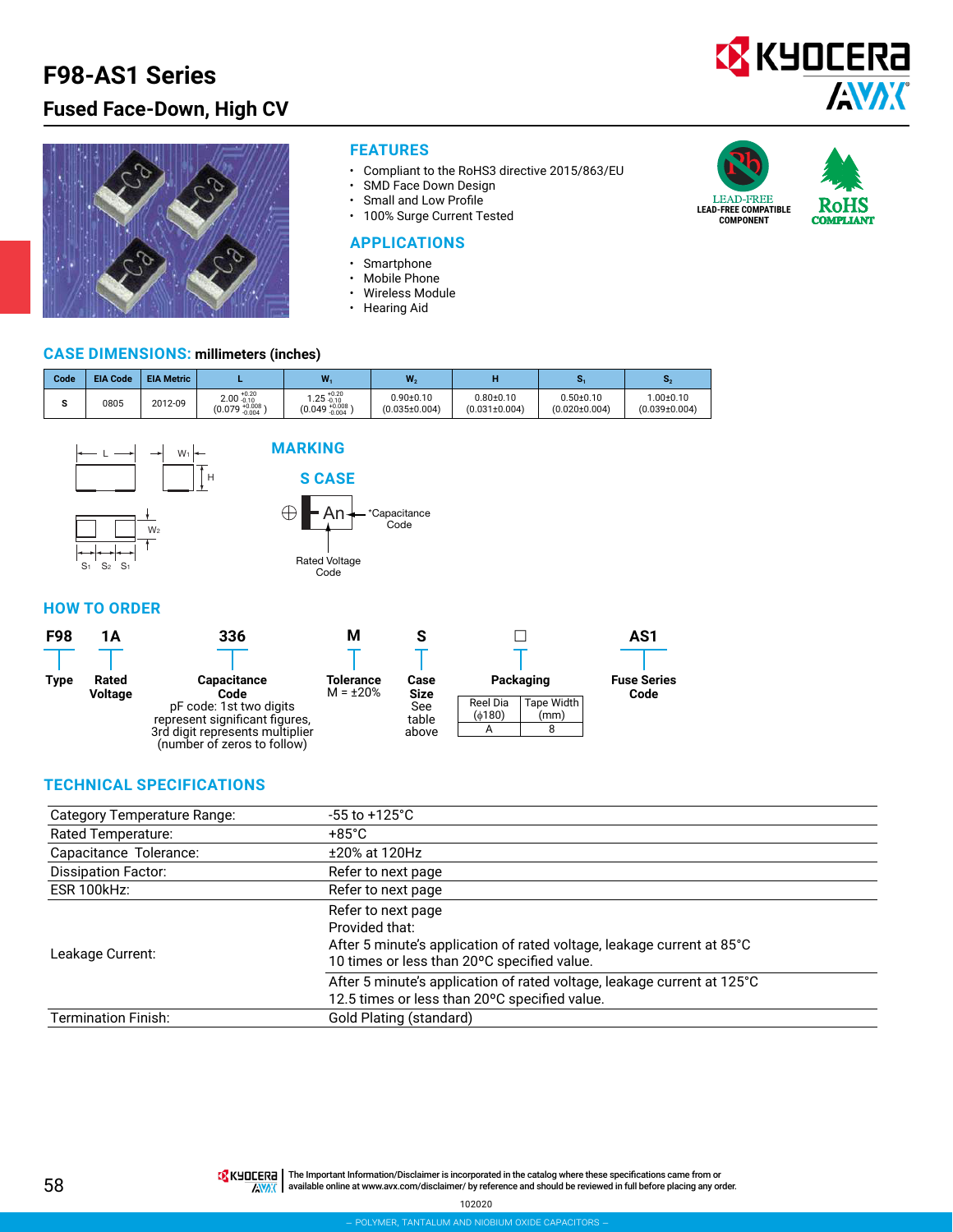# F98-AS1 Series

## Fused Face-Down, High CV

### FEATURES

- Compliant to the RoHS3 directive 2015/863/EU
- SMD Face Down Design
- Small and Low Profile
- 100% Surge Current Tested

### APPLICATIONS

- Smartphone
- Mobile Phone
- Wireless Module
- Hearing Aid

LEAD-FREE
LEAD-FREE COMPATIBLE COMPONENT

RoHS COMPLIANT

### CASE DIMENSIONS: millimeters (inches)

| Code | EIA Code | EIA Metric | L | $W_1$ | $W_2$ | H | $S_1$ | $S_2$ |
|---|---|---|---|---|---|---|---|---|
| S | 0805 | 2012-09 | $2.00^{+0.20}_{-0.10}$ ($0.079^{+0.008}_{-0.004}$) | $1.25^{+0.20}_{-0.10}$ ($0.049^{+0.008}_{-0.004}$) | 0.90±0.10 (0.035±0.004) | 0.80±0.10 (0.031±0.004) | 0.50±0.10 (0.020±0.004) | 1.00±0.10 (0.039±0.004) |

### MARKING

#### S CASE

An — *Capacitance Code

Rated Voltage Code

### HOW TO ORDER

| F98 | 1A | 336 | M | S | □ | AS1 |
|---|---|---|---|---|---|---|
| Type | Rated Voltage | Capacitance Code<br>pF code: 1st two digits represent significant figures, 3rd digit represents multiplier (number of zeros to follow) | Tolerance<br>M = ±20% | Case Size<br>See table above | Packaging | Fuse Series Code |

Packaging:

| Reel Dia (ϕ180) | Tape Width (mm) |
|---|---|
| A | 8 |

### TECHNICAL SPECIFICATIONS

| | |
|---|---|
| Category Temperature Range: | -55 to +125°C |
| Rated Temperature: | +85°C |
| Capacitance Tolerance: | ±20% at 120Hz |
| Dissipation Factor: | Refer to next page |
| ESR 100kHz: | Refer to next page |
| Leakage Current: | Refer to next page<br>Provided that:<br>After 5 minute's application of rated voltage, leakage current at 85°C 10 times or less than 20°C specified value. |
| | After 5 minute's application of rated voltage, leakage current at 125°C 12.5 times or less than 20°C specified value. |
| Termination Finish: | Gold Plating (standard) |

The Important Information/Disclaimer is incorporated in the catalog where these specifications came from or available online at www.avx.com/disclaimer/ by reference and should be reviewed in full before placing any order.

102020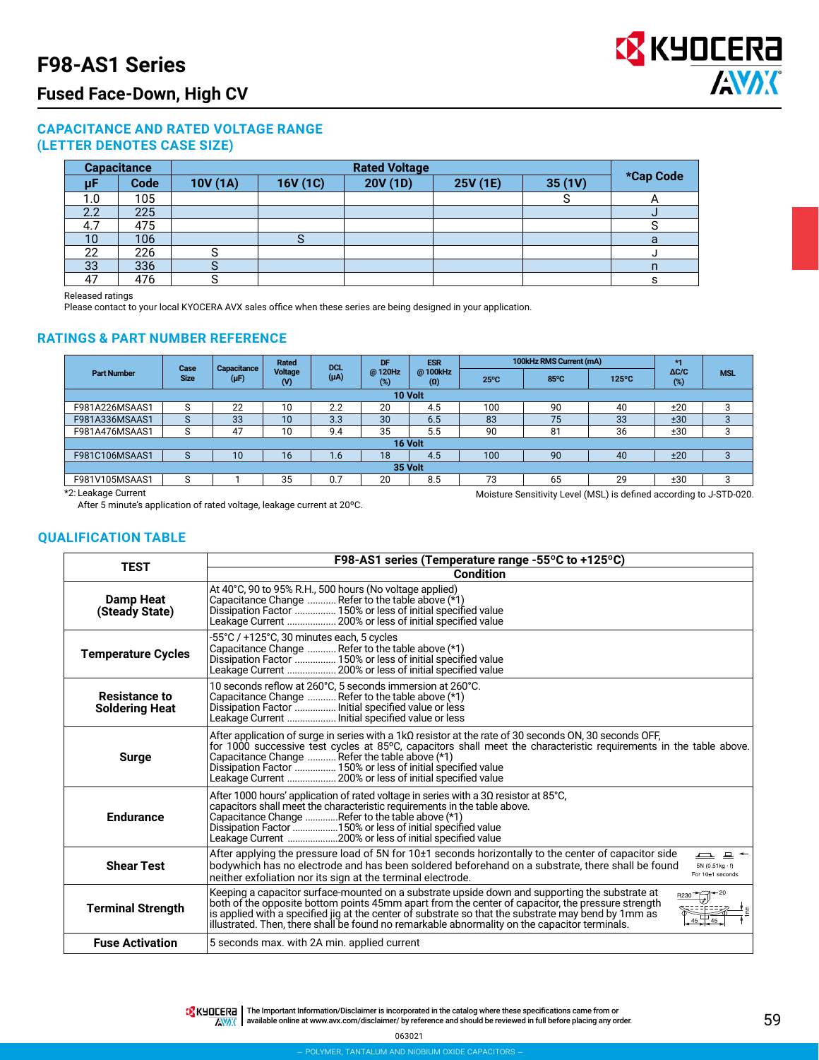# F98-AS1 Series

## Fused Face-Down, High CV

### CAPACITANCE AND RATED VOLTAGE RANGE (LETTER DENOTES CASE SIZE)

| Capacitance | | Rated Voltage | | | | | *Cap Code |
|---|---|---|---|---|---|---|---|
| μF | Code | 10V (1A) | 16V (1C) | 20V (1D) | 25V (1E) | 35 (1V) | |
| 1.0 | 105 | | | | | S | A |
| 2.2 | 225 | | | | | | J |
| 4.7 | 475 | | | | | | S |
| 10 | 106 | | S | | | | a |
| 22 | 226 | S | | | | | J |
| 33 | 336 | S | | | | | n |
| 47 | 476 | S | | | | | s |

Released ratings
Please contact to your local KYOCERA AVX sales office when these series are being designed in your application.

### RATINGS & PART NUMBER REFERENCE

| Part Number | Case Size | Capacitance (μF) | Rated Voltage (V) | DCL (μA) | DF @ 120Hz (%) | ESR @ 100kHz (Ω) | 100kHz RMS Current (mA) 25°C | 85°C | 125°C | *1 ΔC/C (%) | MSL |
|---|---|---|---|---|---|---|---|---|---|---|---|
| **10 Volt** | | | | | | | | | | | |
| F981A226MSAAS1 | S | 22 | 10 | 2.2 | 20 | 4.5 | 100 | 90 | 40 | ±20 | 3 |
| F981A336MSAAS1 | S | 33 | 10 | 3.3 | 30 | 6.5 | 83 | 75 | 33 | ±30 | 3 |
| F981A476MSAAS1 | S | 47 | 10 | 9.4 | 35 | 5.5 | 90 | 81 | 36 | ±30 | 3 |
| **16 Volt** | | | | | | | | | | | |
| F981C106MSAAS1 | S | 10 | 16 | 1.6 | 18 | 4.5 | 100 | 90 | 40 | ±20 | 3 |
| **35 Volt** | | | | | | | | | | | |
| F981V105MSAAS1 | S | 1 | 35 | 0.7 | 20 | 8.5 | 73 | 65 | 29 | ±30 | 3 |

*2: Leakage Current
After 5 minute's application of rated voltage, leakage current at 20°C.

Moisture Sensitivity Level (MSL) is defined according to J-STD-020.

### QUALIFICATION TABLE

| TEST | F98-AS1 series (Temperature range -55°C to +125°C) Condition |
|---|---|
| **Damp Heat (Steady State)** | At 40°C, 90 to 95% R.H., 500 hours (No voltage applied)<br>Capacitance Change .......... Refer to the table above (*1)<br>Dissipation Factor ............... 150% or less of initial specified value<br>Leakage Current .................. 200% or less of initial specified value |
| **Temperature Cycles** | -55°C / +125°C, 30 minutes each, 5 cycles<br>Capacitance Change .......... Refer to the table above (*1)<br>Dissipation Factor ............... 150% or less of initial specified value<br>Leakage Current .................. 200% or less of initial specified value |
| **Resistance to Soldering Heat** | 10 seconds reflow at 260°C, 5 seconds immersion at 260°C.<br>Capacitance Change .......... Refer to the table above (*1)<br>Dissipation Factor ............... Initial specified value or less<br>Leakage Current .................. Initial specified value or less |
| **Surge** | After application of surge in series with a 1kΩ resistor at the rate of 30 seconds ON, 30 seconds OFF, for 1000 successive test cycles at 85°C, capacitors shall meet the characteristic requirements in the table above.<br>Capacitance Change .......... Refer the table above (*1)<br>Dissipation Factor ............... 150% or less of initial specified value<br>Leakage Current .................. 200% or less of initial specified value |
| **Endurance** | After 1000 hours' application of rated voltage in series with a 3Ω resistor at 85°C, capacitors shall meet the characteristic requirements in the table above.<br>Capacitance Change ............Refer to the table above (*1)<br>Dissipation Factor .................150% or less of initial specified value<br>Leakage Current ....................200% or less of initial specified value |
| **Shear Test** | After applying the pressure load of 5N for 10±1 seconds horizontally to the center of capacitor side bodywhich has no electrode and has been soldered beforehand on a substrate, there shall be found neither exfoliation nor its sign at the terminal electrode. (5N (0.51kg · f) For 10±1 seconds) |
| **Terminal Strength** | Keeping a capacitor surface-mounted on a substrate upside down and supporting the substrate at both of the opposite bottom points 45mm apart from the center of capacitor, the pressure strength is applied with a specified jig at the center of substrate so that the substrate may bend by 1mm as illustrated. Then, there shall be found no remarkable abnormality on the capacitor terminals. |
| **Fuse Activation** | 5 seconds max. with 2A min. applied current |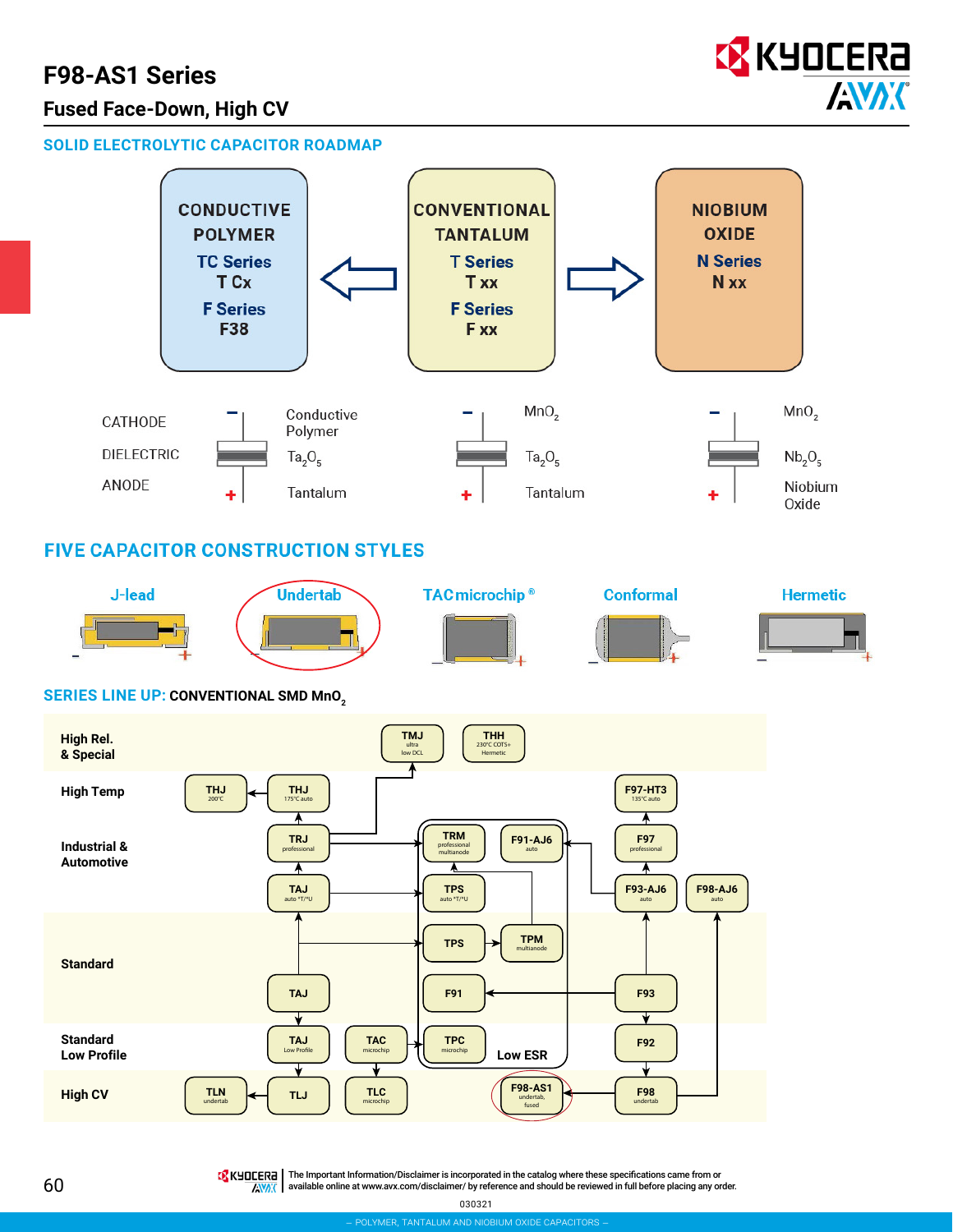# F98-AS1 Series

## Fused Face-Down, High CV

### SOLID ELECTROLYTIC CAPACITOR ROADMAP

CONDUCTIVE POLYMER
TC Series
T Cx
F Series
F38

CONVENTIONAL TANTALUM
T Series
T xx
F Series
F xx

NIOBIUM OXIDE
N Series
N xx

CATHODE
DIELECTRIC
ANODE

Conductive Polymer
$Ta_2O_5$
Tantalum

$MnO_2$
$Ta_2O_5$
Tantalum

$MnO_2$
$Nb_2O_5$
Niobium Oxide

### FIVE CAPACITOR CONSTRUCTION STYLES

J-lead
Undertab
TACmicrochip®
Conformal
Hermetic

### SERIES LINE UP: CONVENTIONAL SMD $MnO_2$

High Rel. & Special
TMJ ultra low DCL
THH 230°C COTS+ Hermetic

High Temp
THJ 200°C
THJ 175°C auto
F97-HT3 135°C auto

Industrial & Automotive
TRJ professional
TRM professional multianode
F91-AJ6 auto
F97 professional
TAJ auto *T/*U
TPS auto *T/*U
F93-AJ6 auto
F98-AJ6 auto

Standard
TPS
TPM multianode
TAJ
F91
F93

Standard Low Profile
TAJ Low Profile
TAC microchip
TPC microchip
Low ESR
F92

High CV
TLN undertab
TLJ
TLC microchip
F98-AS1 undertab, fused
F98 undertab

The Important Information/Disclaimer is incorporated in the catalog where these specifications came from or available online at www.avx.com/disclaimer/ by reference and should be reviewed in full before placing any order.

030321